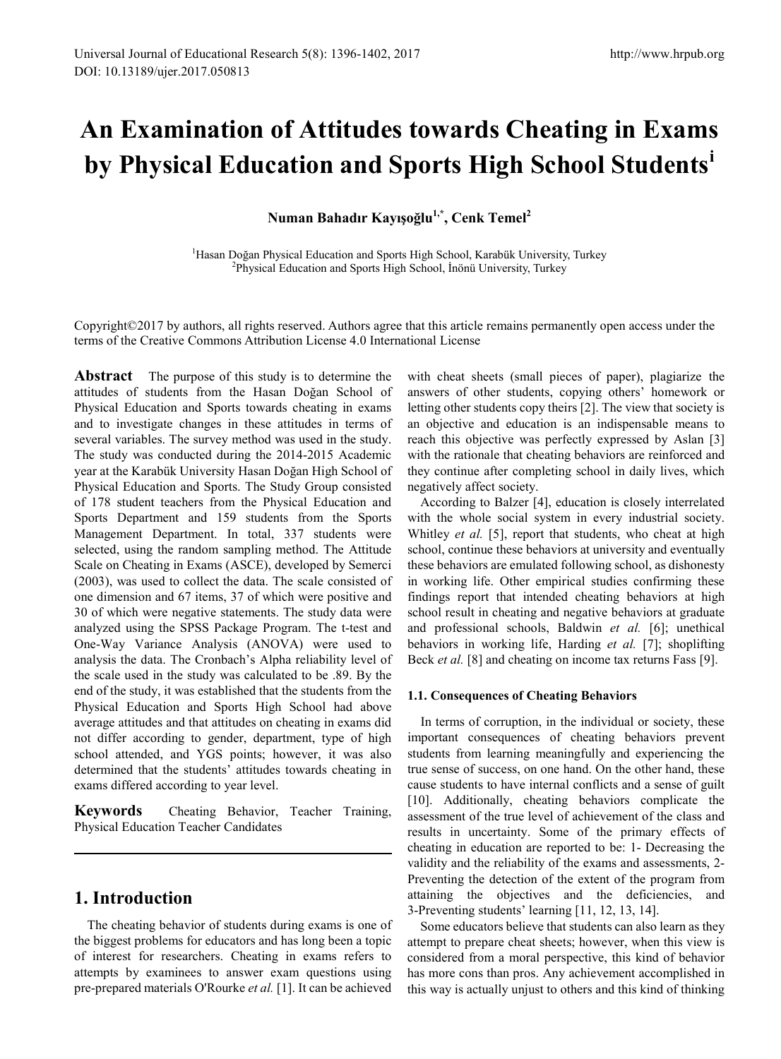# An Examination of Attitudes towards Cheating in Exams by Physical Education and Sports High School Students[i]

**Numan Bahadır Kayışoğlu[1,*], Cenk Temel[2]**

[1]Hasan Doğan Physical Education and Sports High School, Karabük University, Turkey
[2]Physical Education and Sports High School, İnönü University, Turkey

Copyright©2017 by authors, all rights reserved. Authors agree that this article remains permanently open access under the terms of the Creative Commons Attribution License 4.0 International License

**Abstract** The purpose of this study is to determine the attitudes of students from the Hasan Doğan School of Physical Education and Sports towards cheating in exams and to investigate changes in these attitudes in terms of several variables. The survey method was used in the study. The study was conducted during the 2014-2015 Academic year at the Karabük University Hasan Doğan High School of Physical Education and Sports. The Study Group consisted of 178 student teachers from the Physical Education and Sports Department and 159 students from the Sports Management Department. In total, 337 students were selected, using the random sampling method. The Attitude Scale on Cheating in Exams (ASCE), developed by Semerci (2003), was used to collect the data. The scale consisted of one dimension and 67 items, 37 of which were positive and 30 of which were negative statements. The study data were analyzed using the SPSS Package Program. The t-test and One-Way Variance Analysis (ANOVA) were used to analysis the data. The Cronbach's Alpha reliability level of the scale used in the study was calculated to be .89. By the end of the study, it was established that the students from the Physical Education and Sports High School had above average attitudes and that attitudes on cheating in exams did not differ according to gender, department, type of high school attended, and YGS points; however, it was also determined that the students' attitudes towards cheating in exams differed according to year level.

**Keywords** Cheating Behavior, Teacher Training, Physical Education Teacher Candidates

## 1. Introduction

The cheating behavior of students during exams is one of the biggest problems for educators and has long been a topic of interest for researchers. Cheating in exams refers to attempts by examinees to answer exam questions using pre-prepared materials O'Rourke *et al.* [1]. It can be achieved with cheat sheets (small pieces of paper), plagiarize the answers of other students, copying others' homework or letting other students copy theirs [2]. The view that society is an objective and education is an indispensable means to reach this objective was perfectly expressed by Aslan [3] with the rationale that cheating behaviors are reinforced and they continue after completing school in daily lives, which negatively affect society.

According to Balzer [4], education is closely interrelated with the whole social system in every industrial society. Whitley *et al.* [5], report that students, who cheat at high school, continue these behaviors at university and eventually these behaviors are emulated following school, as dishonesty in working life. Other empirical studies confirming these findings report that intended cheating behaviors at high school result in cheating and negative behaviors at graduate and professional schools, Baldwin *et al.* [6]; unethical behaviors in working life, Harding *et al.* [7]; shoplifting Beck *et al.* [8] and cheating on income tax returns Fass [9].

### 1.1. Consequences of Cheating Behaviors

In terms of corruption, in the individual or society, these important consequences of cheating behaviors prevent students from learning meaningfully and experiencing the true sense of success, on one hand. On the other hand, these cause students to have internal conflicts and a sense of guilt [10]. Additionally, cheating behaviors complicate the assessment of the true level of achievement of the class and results in uncertainty. Some of the primary effects of cheating in education are reported to be: 1- Decreasing the validity and the reliability of the exams and assessments, 2- Preventing the detection of the extent of the program from attaining the objectives and the deficiencies, and 3-Preventing students' learning [11, 12, 13, 14].

Some educators believe that students can also learn as they attempt to prepare cheat sheets; however, when this view is considered from a moral perspective, this kind of behavior has more cons than pros. Any achievement accomplished in this way is actually unjust to others and this kind of thinking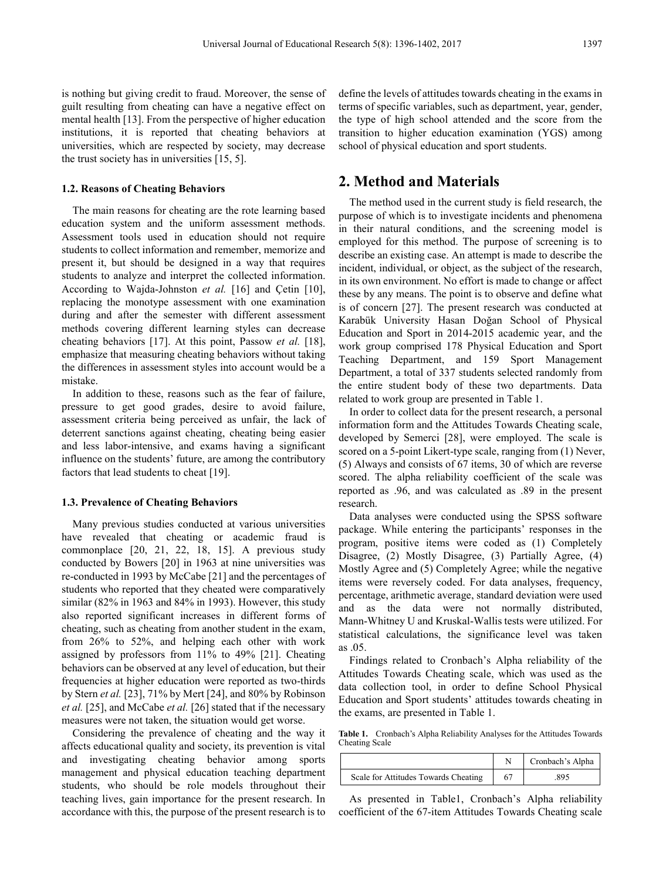is nothing but giving credit to fraud. Moreover, the sense of guilt resulting from cheating can have a negative effect on mental health [13]. From the perspective of higher education institutions, it is reported that cheating behaviors at universities, which are respected by society, may decrease the trust society has in universities [15, 5].

### 1.2. Reasons of Cheating Behaviors

The main reasons for cheating are the rote learning based education system and the uniform assessment methods. Assessment tools used in education should not require students to collect information and remember, memorize and present it, but should be designed in a way that requires students to analyze and interpret the collected information. According to Wajda-Johnston *et al.* [16] and Çetin [10], replacing the monotype assessment with one examination during and after the semester with different assessment methods covering different learning styles can decrease cheating behaviors [17]. At this point, Passow *et al.* [18], emphasize that measuring cheating behaviors without taking the differences in assessment styles into account would be a mistake.

In addition to these, reasons such as the fear of failure, pressure to get good grades, desire to avoid failure, assessment criteria being perceived as unfair, the lack of deterrent sanctions against cheating, cheating being easier and less labor-intensive, and exams having a significant influence on the students' future, are among the contributory factors that lead students to cheat [19].

### 1.3. Prevalence of Cheating Behaviors

Many previous studies conducted at various universities have revealed that cheating or academic fraud is commonplace [20, 21, 22, 18, 15]. A previous study conducted by Bowers [20] in 1963 at nine universities was re-conducted in 1993 by McCabe [21] and the percentages of students who reported that they cheated were comparatively similar (82% in 1963 and 84% in 1993). However, this study also reported significant increases in different forms of cheating, such as cheating from another student in the exam, from 26% to 52%, and helping each other with work assigned by professors from 11% to 49% [21]. Cheating behaviors can be observed at any level of education, but their frequencies at higher education were reported as two-thirds by Stern *et al.* [23], 71% by Mert [24], and 80% by Robinson *et al.* [25], and McCabe *et al.* [26] stated that if the necessary measures were not taken, the situation would get worse.

Considering the prevalence of cheating and the way it affects educational quality and society, its prevention is vital and investigating cheating behavior among sports management and physical education teaching department students, who should be role models throughout their teaching lives, gain importance for the present research. In accordance with this, the purpose of the present research is to define the levels of attitudes towards cheating in the exams in terms of specific variables, such as department, year, gender, the type of high school attended and the score from the transition to higher education examination (YGS) among school of physical education and sport students.

## 2. Method and Materials

The method used in the current study is field research, the purpose of which is to investigate incidents and phenomena in their natural conditions, and the screening model is employed for this method. The purpose of screening is to describe an existing case. An attempt is made to describe the incident, individual, or object, as the subject of the research, in its own environment. No effort is made to change or affect these by any means. The point is to observe and define what is of concern [27]. The present research was conducted at Karabük University Hasan Doğan School of Physical Education and Sport in 2014-2015 academic year, and the work group comprised 178 Physical Education and Sport Teaching Department, and 159 Sport Management Department, a total of 337 students selected randomly from the entire student body of these two departments. Data related to work group are presented in Table 1.

In order to collect data for the present research, a personal information form and the Attitudes Towards Cheating scale, developed by Semerci [28], were employed. The scale is scored on a 5-point Likert-type scale, ranging from (1) Never, (5) Always and consists of 67 items, 30 of which are reverse scored. The alpha reliability coefficient of the scale was reported as .96, and was calculated as .89 in the present research.

Data analyses were conducted using the SPSS software package. While entering the participants' responses in the program, positive items were coded as (1) Completely Disagree, (2) Mostly Disagree, (3) Partially Agree, (4) Mostly Agree and (5) Completely Agree; while the negative items were reversely coded. For data analyses, frequency, percentage, arithmetic average, standard deviation were used and as the data were not normally distributed, Mann-Whitney U and Kruskal-Wallis tests were utilized. For statistical calculations, the significance level was taken as .05.

Findings related to Cronbach's Alpha reliability of the Attitudes Towards Cheating scale, which was used as the data collection tool, in order to define School Physical Education and Sport students' attitudes towards cheating in the exams, are presented in Table 1.

**Table 1.** Cronbach's Alpha Reliability Analyses for the Attitudes Towards Cheating Scale

| | N | Cronbach's Alpha |
|---|---|---|
| Scale for Attitudes Towards Cheating | 67 | .895 |

As presented in Table1, Cronbach's Alpha reliability coefficient of the 67-item Attitudes Towards Cheating scale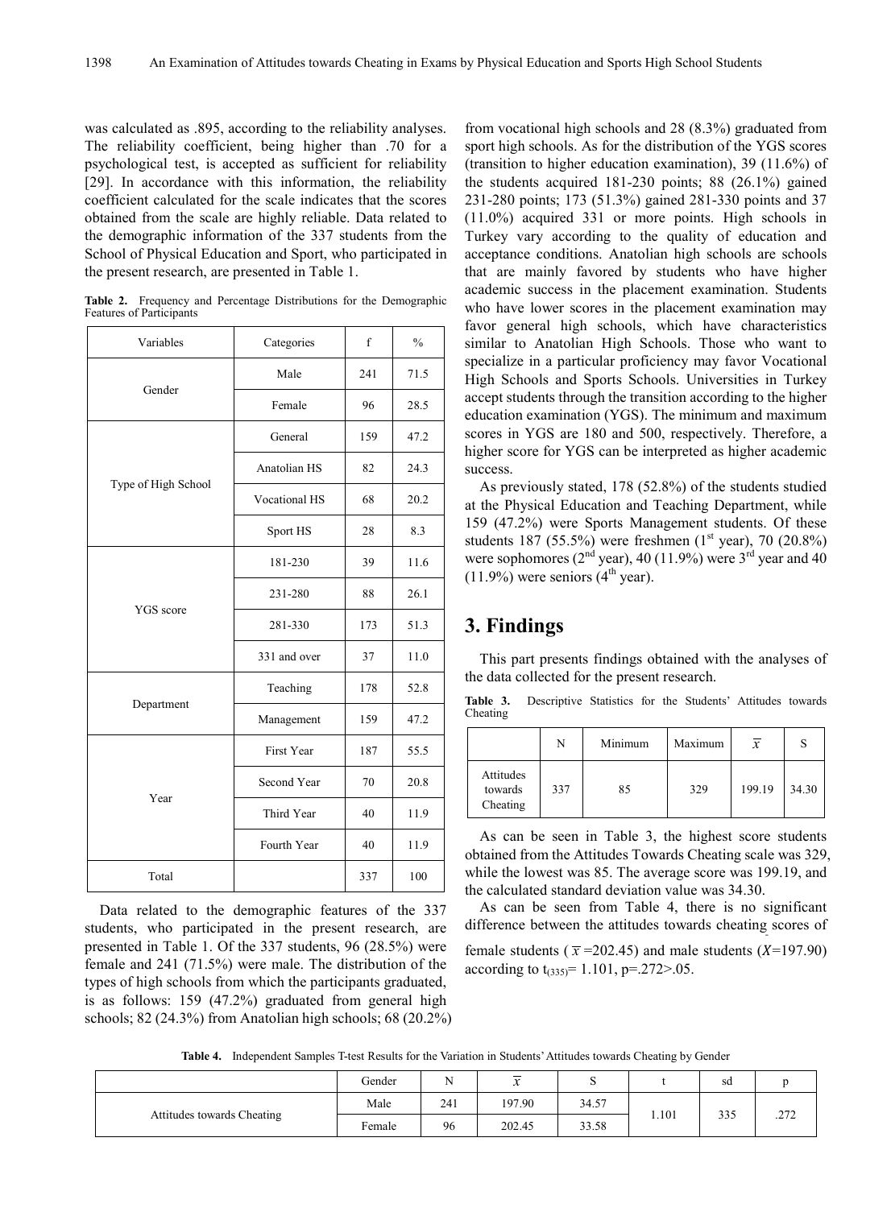was calculated as .895, according to the reliability analyses. The reliability coefficient, being higher than .70 for a psychological test, is accepted as sufficient for reliability [29]. In accordance with this information, the reliability coefficient calculated for the scale indicates that the scores obtained from the scale are highly reliable. Data related to the demographic information of the 337 students from the School of Physical Education and Sport, who participated in the present research, are presented in Table 1.

**Table 2.** Frequency and Percentage Distributions for the Demographic Features of Participants

| Variables | Categories | f | % |
|---|---|---|---|
| Gender | Male | 241 | 71.5 |
| | Female | 96 | 28.5 |
| Type of High School | General | 159 | 47.2 |
| | Anatolian HS | 82 | 24.3 |
| | Vocational HS | 68 | 20.2 |
| | Sport HS | 28 | 8.3 |
| YGS score | 181-230 | 39 | 11.6 |
| | 231-280 | 88 | 26.1 |
| | 281-330 | 173 | 51.3 |
| | 331 and over | 37 | 11.0 |
| Department | Teaching | 178 | 52.8 |
| | Management | 159 | 47.2 |
| Year | First Year | 187 | 55.5 |
| | Second Year | 70 | 20.8 |
| | Third Year | 40 | 11.9 |
| | Fourth Year | 40 | 11.9 |
| Total | | 337 | 100 |

Data related to the demographic features of the 337 students, who participated in the present research, are presented in Table 1. Of the 337 students, 96 (28.5%) were female and 241 (71.5%) were male. The distribution of the types of high schools from which the participants graduated, is as follows: 159 (47.2%) graduated from general high schools; 82 (24.3%) from Anatolian high schools; 68 (20.2%) from vocational high schools and 28 (8.3%) graduated from sport high schools. As for the distribution of the YGS scores (transition to higher education examination), 39 (11.6%) of the students acquired 181-230 points; 88 (26.1%) gained 231-280 points; 173 (51.3%) gained 281-330 points and 37 (11.0%) acquired 331 or more points. High schools in Turkey vary according to the quality of education and acceptance conditions. Anatolian high schools are schools that are mainly favored by students who have higher academic success in the placement examination. Students who have lower scores in the placement examination may favor general high schools, which have characteristics similar to Anatolian High Schools. Those who want to specialize in a particular proficiency may favor Vocational High Schools and Sports Schools. Universities in Turkey accept students through the transition according to the higher education examination (YGS). The minimum and maximum scores in YGS are 180 and 500, respectively. Therefore, a higher score for YGS can be interpreted as higher academic success.

As previously stated, 178 (52.8%) of the students studied at the Physical Education and Teaching Department, while 159 (47.2%) were Sports Management students. Of these students 187 (55.5%) were freshmen (1st year), 70 (20.8%) were sophomores (2nd year), 40 (11.9%) were 3rd year and 40 (11.9%) were seniors (4th year).

# 3. Findings

This part presents findings obtained with the analyses of the data collected for the present research.

**Table 3.** Descriptive Statistics for the Students' Attitudes towards Cheating

| | N | Minimum | Maximum | $\bar{x}$ | S |
|---|---|---|---|---|---|
| Attitudes towards Cheating | 337 | 85 | 329 | 199.19 | 34.30 |

As can be seen in Table 3, the highest score students obtained from the Attitudes Towards Cheating scale was 329, while the lowest was 85. The average score was 199.19, and the calculated standard deviation value was 34.30.

As can be seen from Table 4, there is no significant difference between the attitudes towards cheating scores of female students ($\bar{x}$ =202.45) and male students ($X$=197.90) according to $t_{(335)}$= 1.101, p=.272>.05.

**Table 4.** Independent Samples T-test Results for the Variation in Students' Attitudes towards Cheating by Gender

| | Gender | N | $\bar{x}$ | S | t | sd | p |
|---|---|---|---|---|---|---|---|
| Attitudes towards Cheating | Male | 241 | 197.90 | 34.57 | 1.101 | 335 | .272 |
| | Female | 96 | 202.45 | 33.58 | | | |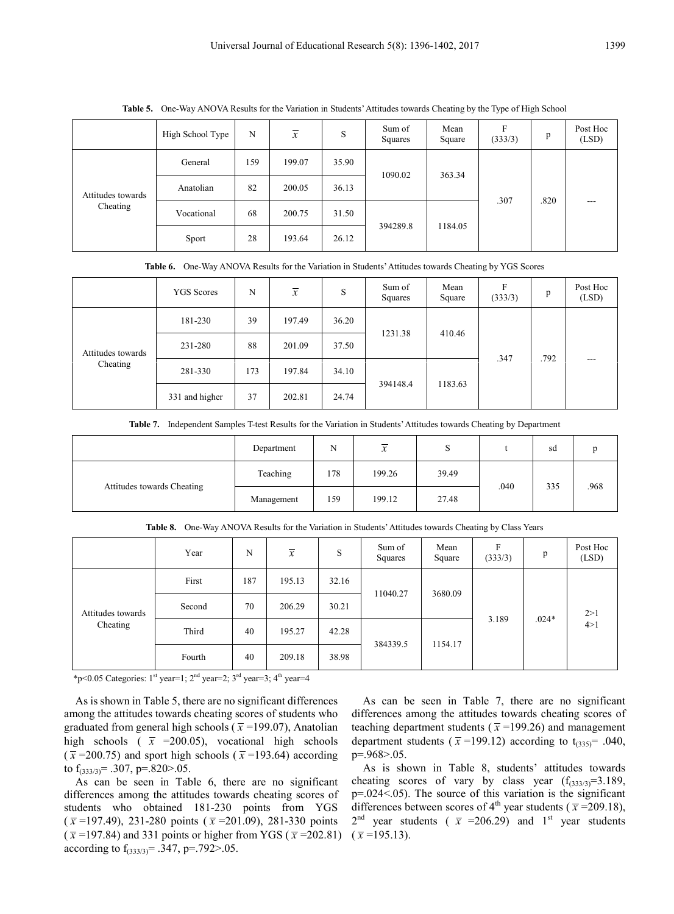**Table 5.** One-Way ANOVA Results for the Variation in Students' Attitudes towards Cheating by the Type of High School

| | High School Type | N | $\overline{x}$ | S | Sum of Squares | Mean Square | F (333/3) | p | Post Hoc (LSD) |
|---|---|---|---|---|---|---|---|---|---|
| Attitudes towards Cheating | General | 159 | 199.07 | 35.90 | 1090.02 | 363.34 | .307 | .820 | --- |
| | Anatolian | 82 | 200.05 | 36.13 | | | | | |
| | Vocational | 68 | 200.75 | 31.50 | 394289.8 | 1184.05 | | | |
| | Sport | 28 | 193.64 | 26.12 | | | | | |

**Table 6.** One-Way ANOVA Results for the Variation in Students' Attitudes towards Cheating by YGS Scores

| | YGS Scores | N | $\overline{x}$ | S | Sum of Squares | Mean Square | F (333/3) | p | Post Hoc (LSD) |
|---|---|---|---|---|---|---|---|---|---|
| Attitudes towards Cheating | 181-230 | 39 | 197.49 | 36.20 | 1231.38 | 410.46 | .347 | .792 | --- |
| | 231-280 | 88 | 201.09 | 37.50 | | | | | |
| | 281-330 | 173 | 197.84 | 34.10 | 394148.4 | 1183.63 | | | |
| | 331 and higher | 37 | 202.81 | 24.74 | | | | | |

**Table 7.** Independent Samples T-test Results for the Variation in Students' Attitudes towards Cheating by Department

| | Department | N | $\overline{x}$ | S | t | sd | p |
|---|---|---|---|---|---|---|---|
| Attitudes towards Cheating | Teaching | 178 | 199.26 | 39.49 | .040 | 335 | .968 |
| | Management | 159 | 199.12 | 27.48 | | | |

**Table 8.** One-Way ANOVA Results for the Variation in Students' Attitudes towards Cheating by Class Years

| | Year | N | $\overline{x}$ | S | Sum of Squares | Mean Square | F (333/3) | p | Post Hoc (LSD) |
|---|---|---|---|---|---|---|---|---|---|
| Attitudes towards Cheating | First | 187 | 195.13 | 32.16 | 11040.27 | 3680.09 | 3.189 | .024* | 2>1 4>1 |
| | Second | 70 | 206.29 | 30.21 | | | | | |
| | Third | 40 | 195.27 | 42.28 | 384339.5 | 1154.17 | | | |
| | Fourth | 40 | 209.18 | 38.98 | | | | | |

*p<0.05 Categories: 1st year=1; 2nd year=2; 3rd year=3; 4th year=4

As is shown in Table 5, there are no significant differences among the attitudes towards cheating scores of students who graduated from general high schools ($\overline{x}$ =199.07), Anatolian high schools ($\overline{x}$ =200.05), vocational high schools ($\overline{x}$ =200.75) and sport high schools ($\overline{x}$ =193.64) according to $f_{(333/3)}$= .307, p=.820>.05.

As can be seen in Table 6, there are no significant differences among the attitudes towards cheating scores of students who obtained 181-230 points from YGS ($\overline{x}$ =197.49), 231-280 points ($\overline{x}$ =201.09), 281-330 points ($\overline{x}$ =197.84) and 331 points or higher from YGS ($\overline{x}$ =202.81) according to $f_{(333/3)}$= .347, p=.792>.05.

As can be seen in Table 7, there are no significant differences among the attitudes towards cheating scores of teaching department students ($\overline{x}$ =199.26) and management department students ($\overline{x}$ =199.12) according to $t_{(335)}$= .040, p=.968>.05.

As is shown in Table 8, students' attitudes towards cheating scores of vary by class year ($f_{(333/3)}$=3.189, p=.024<.05). The source of this variation is the significant differences between scores of 4th year students ($\overline{x}$ =209.18), 2nd year students ($\overline{x}$ =206.29) and 1st year students ($\overline{x}$ =195.13).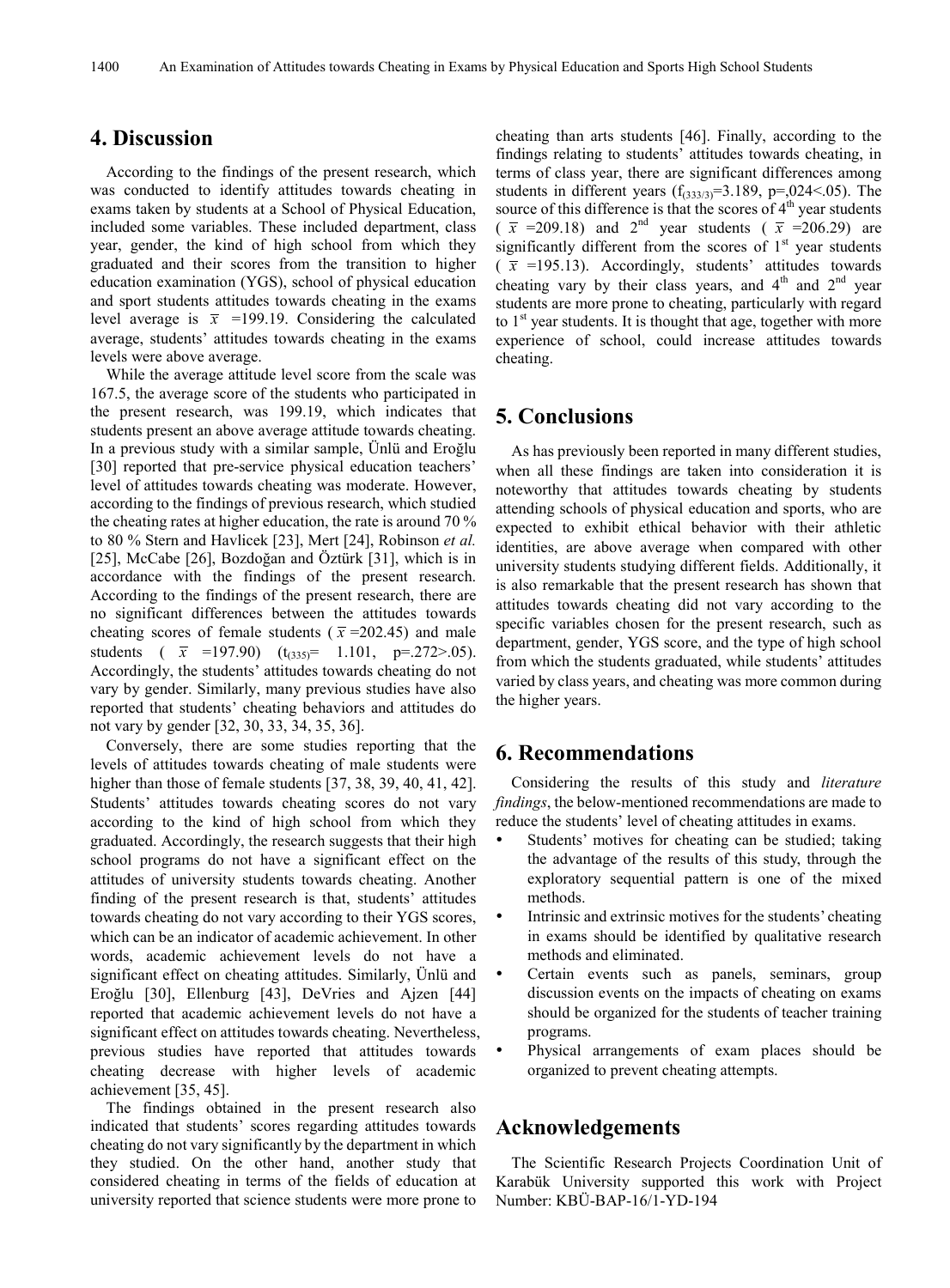## 4. Discussion

According to the findings of the present research, which was conducted to identify attitudes towards cheating in exams taken by students at a School of Physical Education, included some variables. These included department, class year, gender, the kind of high school from which they graduated and their scores from the transition to higher education examination (YGS), school of physical education and sport students attitudes towards cheating in the exams level average is $\bar{x}$ =199.19. Considering the calculated average, students' attitudes towards cheating in the exams levels were above average.

While the average attitude level score from the scale was 167.5, the average score of the students who participated in the present research, was 199.19, which indicates that students present an above average attitude towards cheating. In a previous study with a similar sample, Ünlü and Eroğlu [30] reported that pre-service physical education teachers' level of attitudes towards cheating was moderate. However, according to the findings of previous research, which studied the cheating rates at higher education, the rate is around 70 % to 80 % Stern and Havlicek [23], Mert [24], Robinson *et al.* [25], McCabe [26], Bozdoğan and Öztürk [31], which is in accordance with the findings of the present research. According to the findings of the present research, there are no significant differences between the attitudes towards cheating scores of female students ($\bar{x}$ =202.45) and male students ($\bar{x}$ =197.90) ($t_{(335)}$= 1.101, p=.272>.05). Accordingly, the students' attitudes towards cheating do not vary by gender. Similarly, many previous studies have also reported that students' cheating behaviors and attitudes do not vary by gender [32, 30, 33, 34, 35, 36].

Conversely, there are some studies reporting that the levels of attitudes towards cheating of male students were higher than those of female students [37, 38, 39, 40, 41, 42]. Students' attitudes towards cheating scores do not vary according to the kind of high school from which they graduated. Accordingly, the research suggests that their high school programs do not have a significant effect on the attitudes of university students towards cheating. Another finding of the present research is that, students' attitudes towards cheating do not vary according to their YGS scores, which can be an indicator of academic achievement. In other words, academic achievement levels do not have a significant effect on cheating attitudes. Similarly, Ünlü and Eroğlu [30], Ellenburg [43], DeVries and Ajzen [44] reported that academic achievement levels do not have a significant effect on attitudes towards cheating. Nevertheless, previous studies have reported that attitudes towards cheating decrease with higher levels of academic achievement [35, 45].

The findings obtained in the present research also indicated that students' scores regarding attitudes towards cheating do not vary significantly by the department in which they studied. On the other hand, another study that considered cheating in terms of the fields of education at university reported that science students were more prone to cheating than arts students [46]. Finally, according to the findings relating to students' attitudes towards cheating, in terms of class year, there are significant differences among students in different years ($f_{(333/3)}$=3.189, p=,024<.05). The source of this difference is that the scores of 4th year students ($\bar{x}$ =209.18) and 2nd year students ($\bar{x}$ =206.29) are significantly different from the scores of 1st year students ($\bar{x}$ =195.13). Accordingly, students' attitudes towards cheating vary by their class years, and 4th and 2nd year students are more prone to cheating, particularly with regard to 1st year students. It is thought that age, together with more experience of school, could increase attitudes towards cheating.

## 5. Conclusions

As has previously been reported in many different studies, when all these findings are taken into consideration it is noteworthy that attitudes towards cheating by students attending schools of physical education and sports, who are expected to exhibit ethical behavior with their athletic identities, are above average when compared with other university students studying different fields. Additionally, it is also remarkable that the present research has shown that attitudes towards cheating did not vary according to the specific variables chosen for the present research, such as department, gender, YGS score, and the type of high school from which the students graduated, while students' attitudes varied by class years, and cheating was more common during the higher years.

## 6. Recommendations

Considering the results of this study and *literature findings*, the below-mentioned recommendations are made to reduce the students' level of cheating attitudes in exams.

- Students' motives for cheating can be studied; taking the advantage of the results of this study, through the exploratory sequential pattern is one of the mixed methods.
- Intrinsic and extrinsic motives for the students' cheating in exams should be identified by qualitative research methods and eliminated.
- Certain events such as panels, seminars, group discussion events on the impacts of cheating on exams should be organized for the students of teacher training programs.
- Physical arrangements of exam places should be organized to prevent cheating attempts.

## Acknowledgements

The Scientific Research Projects Coordination Unit of Karabük University supported this work with Project Number: KBÜ-BAP-16/1-YD-194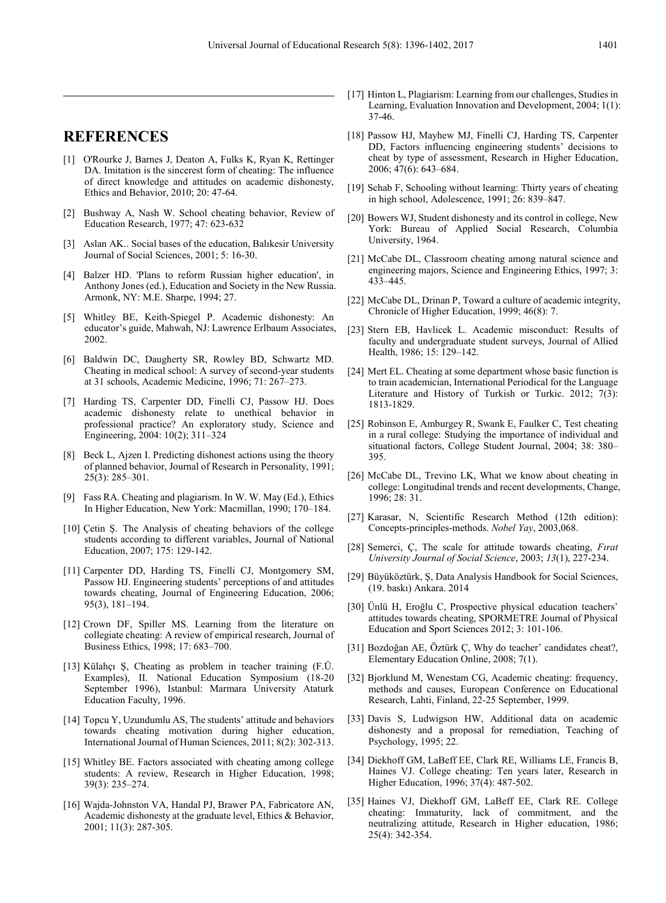# REFERENCES

[1] O'Rourke J, Barnes J, Deaton A, Fulks K, Ryan K, Rettinger DA. Imitation is the sincerest form of cheating: The influence of direct knowledge and attitudes on academic dishonesty, Ethics and Behavior, 2010; 20: 47-64.

[2] Bushway A, Nash W. School cheating behavior, Review of Education Research, 1977; 47: 623-632

[3] Aslan AK.. Social bases of the education, Balıkesir University Journal of Social Sciences, 2001; 5: 16-30.

[4] Balzer HD. 'Plans to reform Russian higher education', in Anthony Jones (ed.), Education and Society in the New Russia. Armonk, NY: M.E. Sharpe, 1994; 27.

[5] Whitley BE, Keith-Spiegel P. Academic dishonesty: An educator's guide, Mahwah, NJ: Lawrence Erlbaum Associates, 2002.

[6] Baldwin DC, Daugherty SR, Rowley BD, Schwartz MD. Cheating in medical school: A survey of second-year students at 31 schools, Academic Medicine, 1996; 71: 267–273.

[7] Harding TS, Carpenter DD, Finelli CJ, Passow HJ. Does academic dishonesty relate to unethical behavior in professional practice? An exploratory study, Science and Engineering, 2004: 10(2); 311–324

[8] Beck L, Ajzen I. Predicting dishonest actions using the theory of planned behavior, Journal of Research in Personality, 1991; 25(3): 285–301.

[9] Fass RA. Cheating and plagiarism. In W. W. May (Ed.), Ethics In Higher Education, New York: Macmillan, 1990; 170–184.

[10] Çetin Ş. The Analysis of cheating behaviors of the college students according to different variables, Journal of National Education, 2007; 175: 129-142.

[11] Carpenter DD, Harding TS, Finelli CJ, Montgomery SM, Passow HJ. Engineering students' perceptions of and attitudes towards cheating, Journal of Engineering Education, 2006; 95(3), 181–194.

[12] Crown DF, Spiller MS. Learning from the literature on collegiate cheating: A review of empirical research, Journal of Business Ethics, 1998; 17: 683–700.

[13] Külahçı Ş, Cheating as problem in teacher training (F.Ü. Examples), II. National Education Symposium (18-20 September 1996), Istanbul: Marmara University Ataturk Education Faculty, 1996.

[14] Topcu Y, Uzundumlu AS, The students' attitude and behaviors towards cheating motivation during higher education, International Journal of Human Sciences, 2011; 8(2): 302-313.

[15] Whitley BE. Factors associated with cheating among college students: A review, Research in Higher Education, 1998; 39(3): 235–274.

[16] Wajda-Johnston VA, Handal PJ, Brawer PA, Fabricatore AN, Academic dishonesty at the graduate level, Ethics & Behavior, 2001; 11(3): 287-305.

[17] Hinton L, Plagiarism: Learning from our challenges, Studies in Learning, Evaluation Innovation and Development, 2004; 1(1): 37-46.

[18] Passow HJ, Mayhew MJ, Finelli CJ, Harding TS, Carpenter DD, Factors influencing engineering students' decisions to cheat by type of assessment, Research in Higher Education, 2006; 47(6): 643–684.

[19] Schab F, Schooling without learning: Thirty years of cheating in high school, Adolescence, 1991; 26: 839–847.

[20] Bowers WJ, Student dishonesty and its control in college, New York: Bureau of Applied Social Research, Columbia University, 1964.

[21] McCabe DL, Classroom cheating among natural science and engineering majors, Science and Engineering Ethics, 1997; 3: 433–445.

[22] McCabe DL, Drinan P, Toward a culture of academic integrity, Chronicle of Higher Education, 1999; 46(8): 7.

[23] Stern EB, Havlicek L. Academic misconduct: Results of faculty and undergraduate student surveys, Journal of Allied Health, 1986; 15: 129–142.

[24] Mert EL. Cheating at some department whose basic function is to train academician, International Periodical for the Language Literature and History of Turkish or Turkic. 2012; 7(3): 1813-1829.

[25] Robinson E, Amburgey R, Swank E, Faulker C, Test cheating in a rural college: Studying the importance of individual and situational factors, College Student Journal, 2004; 38: 380–395.

[26] McCabe DL, Trevino LK, What we know about cheating in college: Longitudinal trends and recent developments, Change, 1996; 28: 31.

[27] Karasar, N, Scientific Research Method (12th edition): Concepts-principles-methods. *Nobel Yay*, 2003,068.

[28] Semerci, Ç, The scale for attitude towards cheating, *Fırat University Journal of Social Science*, 2003; *13*(1), 227-234.

[29] Büyüköztürk, Ş, Data Analysis Handbook for Social Sciences, (19. baskı) Ankara. 2014

[30] Ünlü H, Eroğlu C, Prospective physical education teachers' attitudes towards cheating, SPORMETRE Journal of Physical Education and Sport Sciences 2012; 3: 101-106.

[31] Bozdoğan AE, Öztürk Ç, Why do teacher' candidates cheat?, Elementary Education Online, 2008; 7(1).

[32] Bjorklund M, Wenestam CG, Academic cheating: frequency, methods and causes, European Conference on Educational Research, Lahti, Finland, 22-25 September, 1999.

[33] Davis S, Ludwigson HW, Additional data on academic dishonesty and a proposal for remediation, Teaching of Psychology, 1995; 22.

[34] Diekhoff GM, LaBeff EE, Clark RE, Williams LE, Francis B, Haines VJ. College cheating: Ten years later, Research in Higher Education, 1996; 37(4): 487-502.

[35] Haines VJ, Diekhoff GM, LaBeff EE, Clark RE. College cheating: Immaturity, lack of commitment, and the neutralizing attitude, Research in Higher education, 1986; 25(4): 342-354.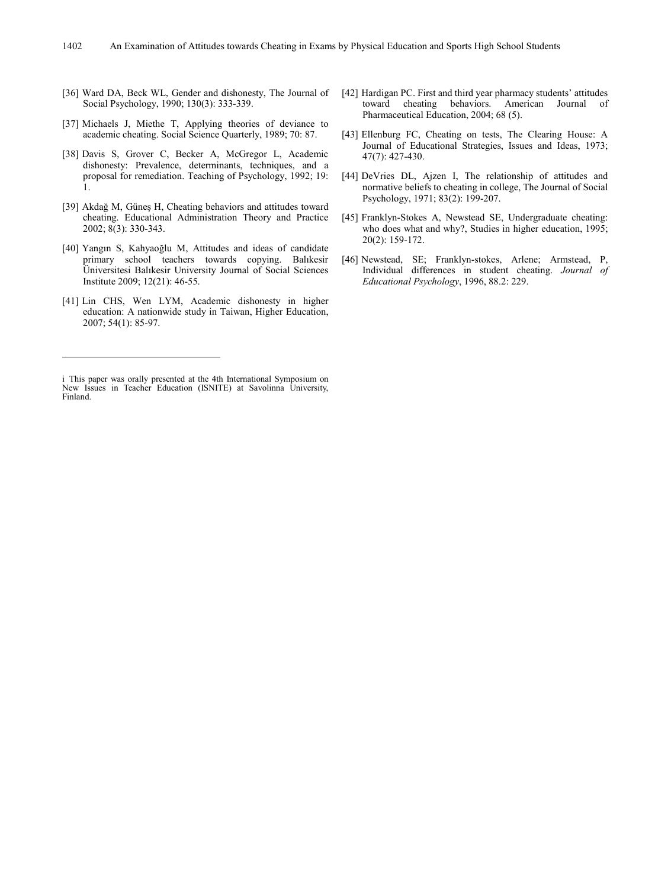[36] Ward DA, Beck WL, Gender and dishonesty, The Journal of Social Psychology, 1990; 130(3): 333-339.

[37] Michaels J, Miethe T, Applying theories of deviance to academic cheating. Social Science Quarterly, 1989; 70: 87.

[38] Davis S, Grover C, Becker A, McGregor L, Academic dishonesty: Prevalence, determinants, techniques, and a proposal for remediation. Teaching of Psychology, 1992; 19: 1.

[39] Akdağ M, Güneş H, Cheating behaviors and attitudes toward cheating. Educational Administration Theory and Practice 2002; 8(3): 330-343.

[40] Yangın S, Kahyaoğlu M, Attitudes and ideas of candidate primary school teachers towards copying. Balıkesir Üniversitesi Balıkesir University Journal of Social Sciences Institute 2009; 12(21): 46-55.

[41] Lin CHS, Wen LYM, Academic dishonesty in higher education: A nationwide study in Taiwan, Higher Education, 2007; 54(1): 85-97.

[42] Hardigan PC. First and third year pharmacy students' attitudes toward cheating behaviors. American Journal of Pharmaceutical Education, 2004; 68 (5).

[43] Ellenburg FC, Cheating on tests, The Clearing House: A Journal of Educational Strategies, Issues and Ideas, 1973; 47(7): 427-430.

[44] DeVries DL, Ajzen I, The relationship of attitudes and normative beliefs to cheating in college, The Journal of Social Psychology, 1971; 83(2): 199-207.

[45] Franklyn-Stokes A, Newstead SE, Undergraduate cheating: who does what and why?, Studies in higher education, 1995; 20(2): 159-172.

[46] Newstead, SE; Franklyn-stokes, Arlene; Armstead, P, Individual differences in student cheating. *Journal of Educational Psychology*, 1996, 88.2: 229.

---

i This paper was orally presented at the 4th International Symposium on New Issues in Teacher Education (ISNITE) at Savolinna University, Finland.